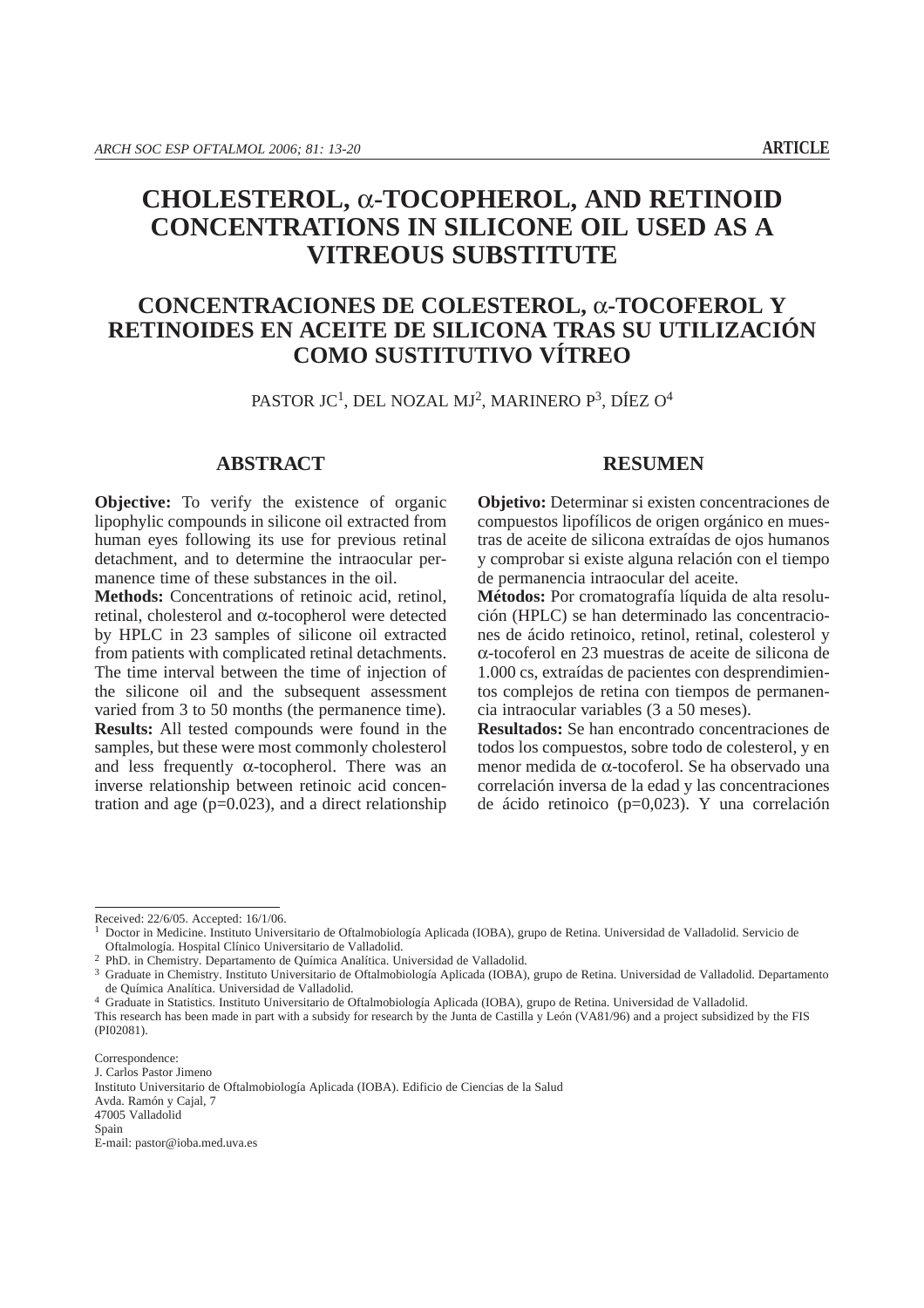**ARTICLE**

# CHOLESTEROL, α-TOCOPHEROL, AND RETINOID CONCENTRATIONS IN SILICONE OIL USED AS A VITREOUS SUBSTITUTE

# CONCENTRACIONES DE COLESTEROL, α-TOCOFEROL Y RETINOIDES EN ACEITE DE SILICONA TRAS SU UTILIZACIÓN COMO SUSTITUTIVO VÍTREO

PASTOR JC[1], DEL NOZAL MJ[2], MARINERO P[3], DÍEZ O[4]

## ABSTRACT

**Objective:** To verify the existence of organic lipophylic compounds in silicone oil extracted from human eyes following its use for previous retinal detachment, and to determine the intraocular permanence time of these substances in the oil.

**Methods:** Concentrations of retinoic acid, retinol, retinal, cholesterol and α-tocopherol were detected by HPLC in 23 samples of silicone oil extracted from patients with complicated retinal detachments. The time interval between the time of injection of the silicone oil and the subsequent assessment varied from 3 to 50 months (the permanence time).

**Results:** All tested compounds were found in the samples, but these were most commonly cholesterol and less frequently α-tocopherol. There was an inverse relationship between retinoic acid concentration and age (p=0.023), and a direct relationship

## RESUMEN

**Objetivo:** Determinar si existen concentraciones de compuestos lipofílicos de origen orgánico en muestras de aceite de silicona extraídas de ojos humanos y comprobar si existe alguna relación con el tiempo de permanencia intraocular del aceite.

**Métodos:** Por cromatografía líquida de alta resolución (HPLC) se han determinado las concentraciones de ácido retinoico, retinol, retinal, colesterol y α-tocoferol en 23 muestras de aceite de silicona de 1.000 cs, extraídas de pacientes con desprendimientos complejos de retina con tiempos de permanencia intraocular variables (3 a 50 meses).

**Resultados:** Se han encontrado concentraciones de todos los compuestos, sobre todo de colesterol, y en menor medida de α-tocoferol. Se ha observado una correlación inversa de la edad y las concentraciones de ácido retinoico (p=0,023). Y una correlación

---

Received: 22/6/05. Accepted: 16/1/06.

[1] Doctor in Medicine. Instituto Universitario de Oftalmobiología Aplicada (IOBA), grupo de Retina. Universidad de Valladolid. Servicio de Oftalmología. Hospital Clínico Universitario de Valladolid.

[2] PhD. in Chemistry. Departamento de Química Analítica. Universidad de Valladolid.

[3] Graduate in Chemistry. Instituto Universitario de Oftalmobiología Aplicada (IOBA), grupo de Retina. Universidad de Valladolid. Departamento de Química Analítica. Universidad de Valladolid.

[4] Graduate in Statistics. Instituto Universitario de Oftalmobiología Aplicada (IOBA), grupo de Retina. Universidad de Valladolid.

This research has been made in part with a subsidy for research by the Junta de Castilla y León (VA81/96) and a project subsidized by the FIS (PI02081).

Correspondence:
J. Carlos Pastor Jimeno
Instituto Universitario de Oftalmobiología Aplicada (IOBA). Edificio de Ciencias de la Salud
Avda. Ramón y Cajal, 7
47005 Valladolid
Spain
E-mail: pastor@ioba.med.uva.es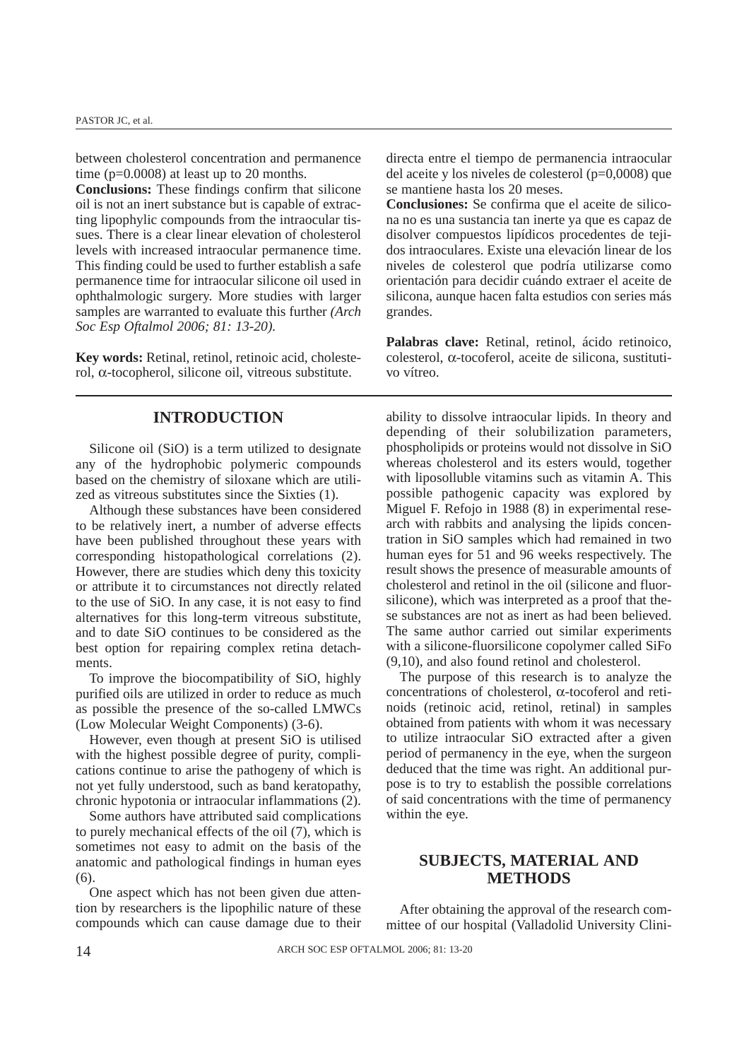between cholesterol concentration and permanence time (p=0.0008) at least up to 20 months.

**Conclusions:** These findings confirm that silicone oil is not an inert substance but is capable of extracting lipophylic compounds from the intraocular tissues. There is a clear linear elevation of cholesterol levels with increased intraocular permanence time. This finding could be used to further establish a safe permanence time for intraocular silicone oil used in ophthalmologic surgery. More studies with larger samples are warranted to evaluate this further *(Arch Soc Esp Oftalmol 2006; 81: 13-20).*

**Key words:** Retinal, retinol, retinoic acid, cholesterol, α-tocopherol, silicone oil, vitreous substitute.

directa entre el tiempo de permanencia intraocular del aceite y los niveles de colesterol (p=0,0008) que se mantiene hasta los 20 meses.

**Conclusiones:** Se confirma que el aceite de silicona no es una sustancia tan inerte ya que es capaz de disolver compuestos lipídicos procedentes de tejidos intraoculares. Existe una elevación linear de los niveles de colesterol que podría utilizarse como orientación para decidir cuándo extraer el aceite de silicona, aunque hacen falta estudios con series más grandes.

**Palabras clave:** Retinal, retinol, ácido retinoico, colesterol, α-tocoferol, aceite de silicona, sustitutivo vítreo.

## INTRODUCTION

Silicone oil (SiO) is a term utilized to designate any of the hydrophobic polymeric compounds based on the chemistry of siloxane which are utilized as vitreous substitutes since the Sixties (1).

Although these substances have been considered to be relatively inert, a number of adverse effects have been published throughout these years with corresponding histopathological correlations (2). However, there are studies which deny this toxicity or attribute it to circumstances not directly related to the use of SiO. In any case, it is not easy to find alternatives for this long-term vitreous substitute, and to date SiO continues to be considered as the best option for repairing complex retina detachments.

To improve the biocompatibility of SiO, highly purified oils are utilized in order to reduce as much as possible the presence of the so-called LMWCs (Low Molecular Weight Components) (3-6).

However, even though at present SiO is utilised with the highest possible degree of purity, complications continue to arise the pathogeny of which is not yet fully understood, such as band keratopathy, chronic hypotonia or intraocular inflammations (2).

Some authors have attributed said complications to purely mechanical effects of the oil (7), which is sometimes not easy to admit on the basis of the anatomic and pathological findings in human eyes (6).

One aspect which has not been given due attention by researchers is the lipophilic nature of these compounds which can cause damage due to their ability to dissolve intraocular lipids. In theory and depending of their solubilization parameters, phospholipids or proteins would not dissolve in SiO whereas cholesterol and its esters would, together with liposolluble vitamins such as vitamin A. This possible pathogenic capacity was explored by Miguel F. Refojo in 1988 (8) in experimental research with rabbits and analysing the lipids concentration in SiO samples which had remained in two human eyes for 51 and 96 weeks respectively. The result shows the presence of measurable amounts of cholesterol and retinol in the oil (silicone and fluorsilicone), which was interpreted as a proof that these substances are not as inert as had been believed. The same author carried out similar experiments with a silicone-fluorsilicone copolymer called SiFo (9,10), and also found retinol and cholesterol.

The purpose of this research is to analyze the concentrations of cholesterol, α-tocoferol and retinoids (retinoic acid, retinol, retinal) in samples obtained from patients with whom it was necessary to utilize intraocular SiO extracted after a given period of permanency in the eye, when the surgeon deduced that the time was right. An additional purpose is to try to establish the possible correlations of said concentrations with the time of permanency within the eye.

## SUBJECTS, MATERIAL AND METHODS

After obtaining the approval of the research committee of our hospital (Valladolid University Clini-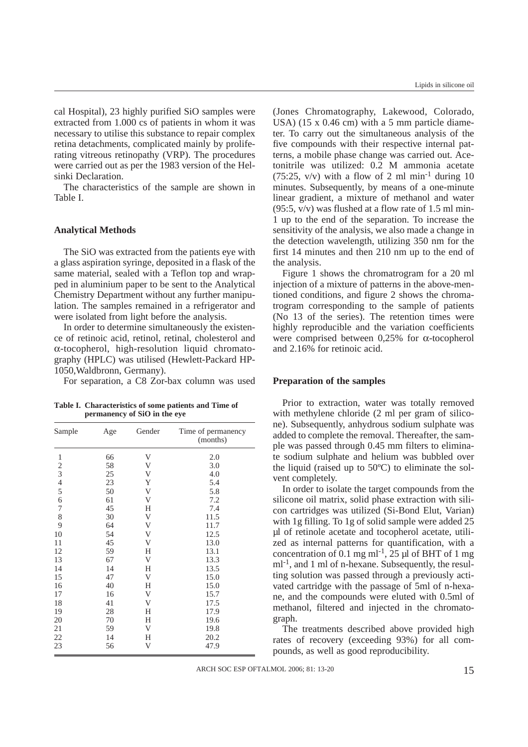cal Hospital), 23 highly purified SiO samples were extracted from 1.000 cs of patients in whom it was necessary to utilise this substance to repair complex retina detachments, complicated mainly by proliferating vitreous retinopathy (VRP). The procedures were carried out as per the 1983 version of the Helsinki Declaration.

The characteristics of the sample are shown in Table I.

### Analytical Methods

The SiO was extracted from the patients eye with a glass aspiration syringe, deposited in a flask of the same material, sealed with a Teflon top and wrapped in aluminium paper to be sent to the Analytical Chemistry Department without any further manipulation. The samples remained in a refrigerator and were isolated from light before the analysis.

In order to determine simultaneously the existence of retinoic acid, retinol, retinal, cholesterol and α-tocopherol, high-resolution liquid chromatography (HPLC) was utilised (Hewlett-Packard HP-1050,Waldbronn, Germany).

For separation, a C8 Zor-bax column was used (Jones Chromatography, Lakewood, Colorado, USA) (15 x 0.46 cm) with a 5 mm particle diameter. To carry out the simultaneous analysis of the five compounds with their respective internal patterns, a mobile phase change was carried out. Acetonitrile was utilized: 0.2 M ammonia acetate (75:25, v/v) with a flow of 2 ml $min^{-1}$ during 10 minutes. Subsequently, by means of a one-minute linear gradient, a mixture of methanol and water (95:5, v/v) was flushed at a flow rate of 1.5 ml min-1 up to the end of the separation. To increase the sensitivity of the analysis, we also made a change in the detection wavelength, utilizing 350 nm for the first 14 minutes and then 210 nm up to the end of the analysis.

Figure 1 shows the chromatrogram for a 20 ml injection of a mixture of patterns in the above-mentioned conditions, and figure 2 shows the chromatrogram corresponding to the sample of patients (No 13 of the series). The retention times were highly reproducible and the variation coefficients were comprised between 0,25% for α-tocopherol and 2.16% for retinoic acid.

**Table I. Characteristics of some patients and Time of permanency of SiO in the eye**

| Sample | Age | Gender | Time of permanency (months) |
|---|---|---|---|
| 1 | 66 | V | 2.0 |
| 2 | 58 | V | 3.0 |
| 3 | 25 | V | 4.0 |
| 4 | 23 | Y | 5.4 |
| 5 | 50 | V | 5.8 |
| 6 | 61 | V | 7.2 |
| 7 | 45 | H | 7.4 |
| 8 | 30 | V | 11.5 |
| 9 | 64 | V | 11.7 |
| 10 | 54 | V | 12.5 |
| 11 | 45 | V | 13.0 |
| 12 | 59 | H | 13.1 |
| 13 | 67 | V | 13.3 |
| 14 | 14 | H | 13.5 |
| 15 | 47 | V | 15.0 |
| 16 | 40 | H | 15.0 |
| 17 | 16 | V | 15.7 |
| 18 | 41 | V | 17.5 |
| 19 | 28 | H | 17.9 |
| 20 | 70 | H | 19.6 |
| 21 | 59 | V | 19.8 |
| 22 | 14 | H | 20.2 |
| 23 | 56 | V | 47.9 |

### Preparation of the samples

Prior to extraction, water was totally removed with methylene chloride (2 ml per gram of silicone). Subsequently, anhydrous sodium sulphate was added to complete the removal. Thereafter, the sample was passed through 0.45 mm filters to eliminate sodium sulphate and helium was bubbled over the liquid (raised up to 50ºC) to eliminate the solvent completely.

In order to isolate the target compounds from the silicone oil matrix, solid phase extraction with silicon cartridges was utilized (Si-Bond Elut, Varian) with 1g filling. To 1g of solid sample were added 25 µl of retinole acetate and tocopherol acetate, utilized as internal patterns for quantification, with a concentration of 0.1 mg $ml^{-1}$, 25 µl of BHT of 1 mg $ml^{-1}$, and 1 ml of n-hexane. Subsequently, the resulting solution was passed through a previously activated cartridge with the passage of 5ml of n-hexane, and the compounds were eluted with 0.5ml of methanol, filtered and injected in the chromatograph.

The treatments described above provided high rates of recovery (exceeding 93%) for all compounds, as well as good reproducibility.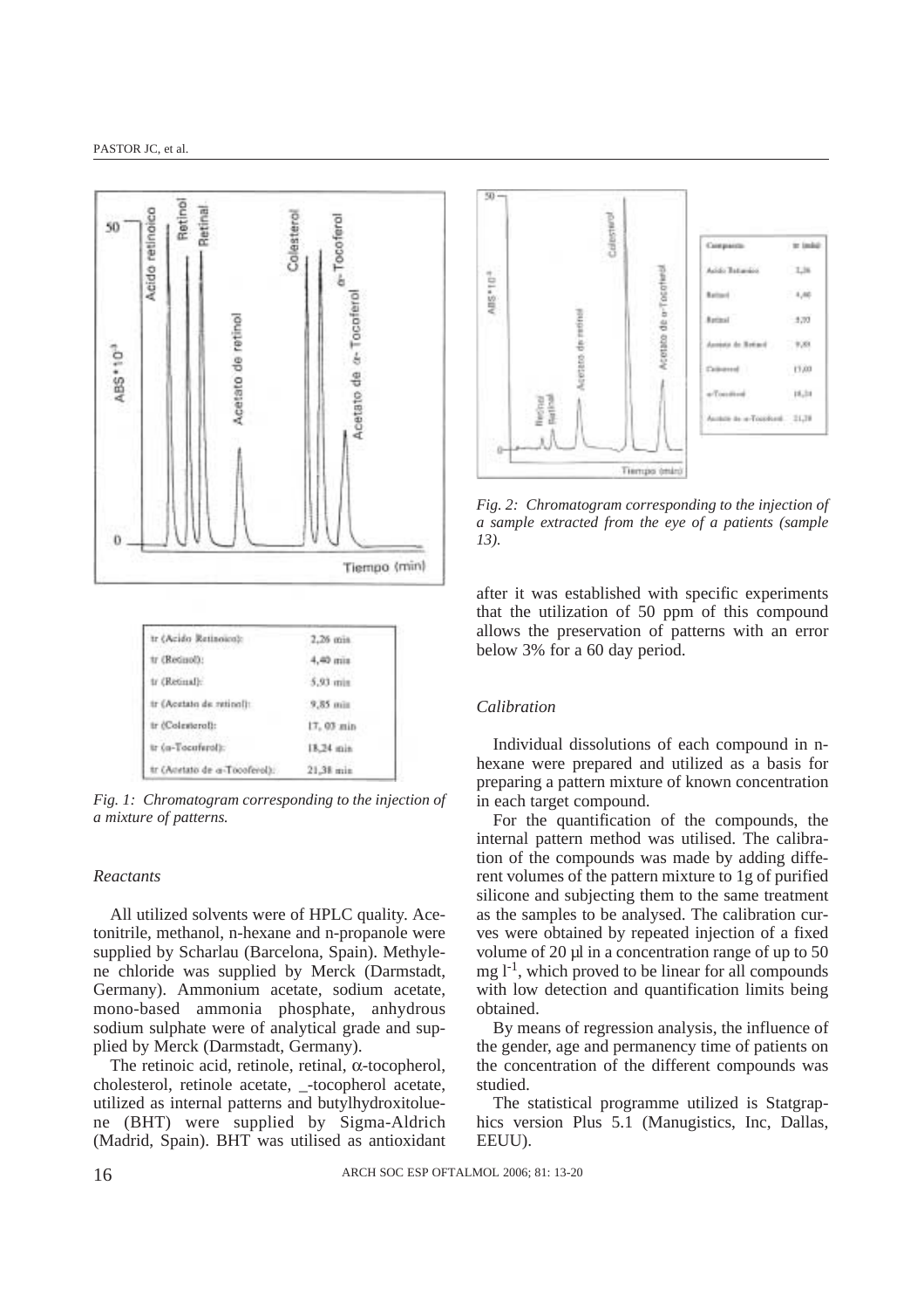| | |
|---|---|
| tr (Acido Retinoico): | 2,26 min |
| tr (Retinol): | 4,40 min |
| tr (Retinal): | 5,93 min |
| tr (Acetato de retinol): | 9,85 min |
| tr (Colesterol): | 17, 03 min |
| tr (α-Tocoferol): | 18,24 min |
| tr (Acetato de α-Tocoferol): | 21,38 min |

*Fig. 1: Chromatogram corresponding to the injection of a mixture of patterns.*

| Compuesto | tr (min) |
|---|---|
| Acido Retinoico | 2,26 |
| Retinol | 4,40 |
| Retinal | 5,93 |
| Acetato de Retinol | 9,85 |
| Colesterol | 17,03 |
| α-Tocoferol | 18,24 |
| Acetato de α-Tocoferol | 21,38 |

*Fig. 2: Chromatogram corresponding to the injection of a sample extracted from the eye of a patients (sample 13).*

### *Reactants*

All utilized solvents were of HPLC quality. Acetonitrile, methanol, n-hexane and n-propanole were supplied by Scharlau (Barcelona, Spain). Methylene chloride was supplied by Merck (Darmstadt, Germany). Ammonium acetate, sodium acetate, mono-based ammonia phosphate, anhydrous sodium sulphate were of analytical grade and supplied by Merck (Darmstadt, Germany).

The retinoic acid, retinole, retinal, α-tocopherol, cholesterol, retinole acetate, _-tocopherol acetate, utilized as internal patterns and butylhydroxitoluene (BHT) were supplied by Sigma-Aldrich (Madrid, Spain). BHT was utilised as antioxidant after it was established with specific experiments that the utilization of 50 ppm of this compound allows the preservation of patterns with an error below 3% for a 60 day period.

### *Calibration*

Individual dissolutions of each compound in n-hexane were prepared and utilized as a basis for preparing a pattern mixture of known concentration in each target compound.

For the quantification of the compounds, the internal pattern method was utilised. The calibration of the compounds was made by adding different volumes of the pattern mixture to 1g of purified silicone and subjecting them to the same treatment as the samples to be analysed. The calibration curves were obtained by repeated injection of a fixed volume of 20 µl in a concentration range of up to 50 mg $l^{-1}$, which proved to be linear for all compounds with low detection and quantification limits being obtained.

By means of regression analysis, the influence of the gender, age and permanency time of patients on the concentration of the different compounds was studied.

The statistical programme utilized is Statgraphics version Plus 5.1 (Manugistics, Inc, Dallas, EEUU).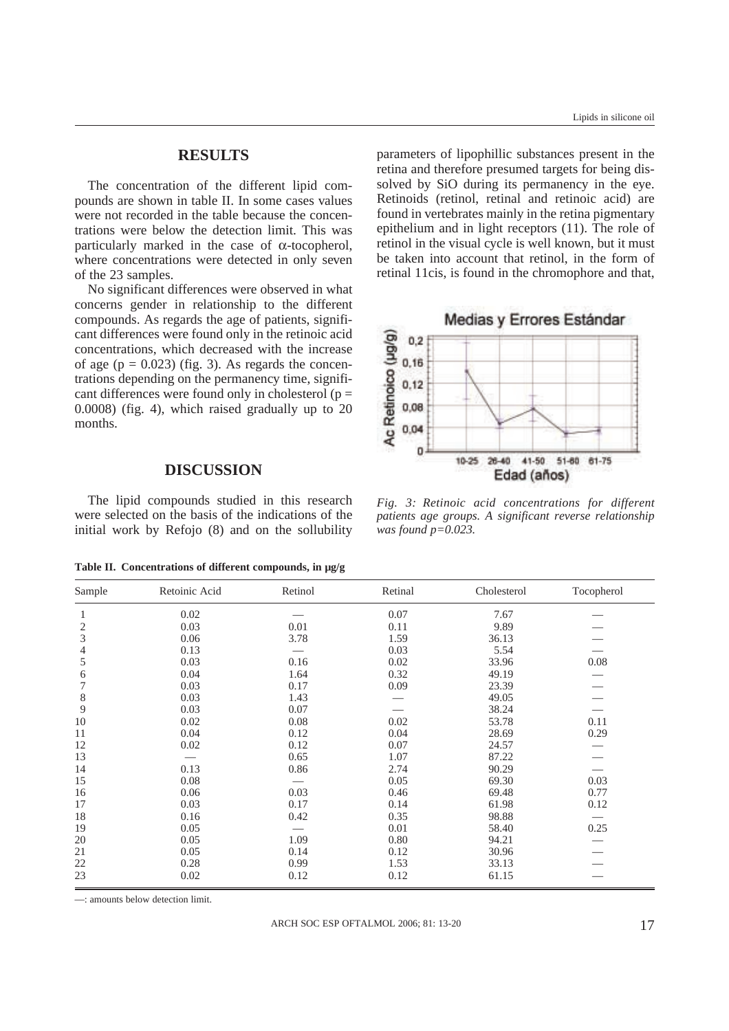## RESULTS

The concentration of the different lipid compounds are shown in table II. In some cases values were not recorded in the table because the concentrations were below the detection limit. This was particularly marked in the case of α-tocopherol, where concentrations were detected in only seven of the 23 samples.

No significant differences were observed in what concerns gender in relationship to the different compounds. As regards the age of patients, significant differences were found only in the retinoic acid concentrations, which decreased with the increase of age ($p = 0.023$) (fig. 3). As regards the concentrations depending on the permanency time, significant differences were found only in cholesterol ($p = 0.0008$) (fig. 4), which raised gradually up to 20 months.

## DISCUSSION

The lipid compounds studied in this research were selected on the basis of the indications of the initial work by Refojo (8) and on the sollubility parameters of lipophillic substances present in the retina and therefore presumed targets for being dissolved by SiO during its permanency in the eye. Retinoids (retinol, retinal and retinoic acid) are found in vertebrates mainly in the retina pigmentary epithelium and in light receptors (11). The role of retinol in the visual cycle is well known, but it must be taken into account that retinol, in the form of retinal 11cis, is found in the chromophore and that,

*Fig. 3: Retinoic acid concentrations for different patients age groups. A significant reverse relationship was found p=0.023.*

**Table II. Concentrations of different compounds, in µg/g**

| Sample | Retoinic Acid | Retinol | Retinal | Cholesterol | Tocopherol |
|---|---|---|---|---|---|
| 1 | 0.02 | — | 0.07 | 7.67 | — |
| 2 | 0.03 | 0.01 | 0.11 | 9.89 | — |
| 3 | 0.06 | 3.78 | 1.59 | 36.13 | — |
| 4 | 0.13 | — | 0.03 | 5.54 | — |
| 5 | 0.03 | 0.16 | 0.02 | 33.96 | 0.08 |
| 6 | 0.04 | 1.64 | 0.32 | 49.19 | — |
| 7 | 0.03 | 0.17 | 0.09 | 23.39 | — |
| 8 | 0.03 | 1.43 | — | 49.05 | — |
| 9 | 0.03 | 0.07 | — | 38.24 | — |
| 10 | 0.02 | 0.08 | 0.02 | 53.78 | 0.11 |
| 11 | 0.04 | 0.12 | 0.04 | 28.69 | 0.29 |
| 12 | 0.02 | 0.12 | 0.07 | 24.57 | — |
| 13 | — | 0.65 | 1.07 | 87.22 | — |
| 14 | 0.13 | 0.86 | 2.74 | 90.29 | — |
| 15 | 0.08 | — | 0.05 | 69.30 | 0.03 |
| 16 | 0.06 | 0.03 | 0.46 | 69.48 | 0.77 |
| 17 | 0.03 | 0.17 | 0.14 | 61.98 | 0.12 |
| 18 | 0.16 | 0.42 | 0.35 | 98.88 | — |
| 19 | 0.05 | — | 0.01 | 58.40 | 0.25 |
| 20 | 0.05 | 1.09 | 0.80 | 94.21 | — |
| 21 | 0.05 | 0.14 | 0.12 | 30.96 | — |
| 22 | 0.28 | 0.99 | 1.53 | 33.13 | — |
| 23 | 0.02 | 0.12 | 0.12 | 61.15 | — |

—: amounts below detection limit.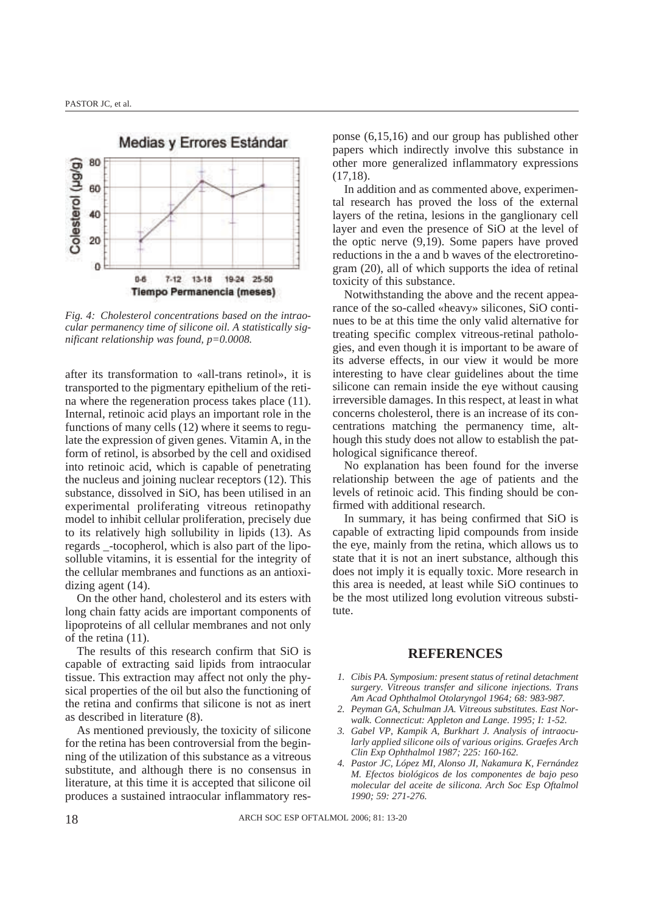*Fig. 4: Cholesterol concentrations based on the intraocular permanency time of silicone oil. A statistically significant relationship was found, p=0.0008.*

after its transformation to «all-trans retinol», it is transported to the pigmentary epithelium of the retina where the regeneration process takes place (11). Internal, retinoic acid plays an important role in the functions of many cells (12) where it seems to regulate the expression of given genes. Vitamin A, in the form of retinol, is absorbed by the cell and oxidised into retinoic acid, which is capable of penetrating the nucleus and joining nuclear receptors (12). This substance, dissolved in SiO, has been utilised in an experimental proliferating vitreous retinopathy model to inhibit cellular proliferation, precisely due to its relatively high sollubility in lipids (13). As regards _-tocopherol, which is also part of the liposolluble vitamins, it is essential for the integrity of the cellular membranes and functions as an antioxidizing agent (14).

On the other hand, cholesterol and its esters with long chain fatty acids are important components of lipoproteins of all cellular membranes and not only of the retina (11).

The results of this research confirm that SiO is capable of extracting said lipids from intraocular tissue. This extraction may affect not only the physical properties of the oil but also the functioning of the retina and confirms that silicone is not as inert as described in literature (8).

As mentioned previously, the toxicity of silicone for the retina has been controversial from the beginning of the utilization of this substance as a vitreous substitute, and although there is no consensus in literature, at this time it is accepted that silicone oil produces a sustained intraocular inflammatory response (6,15,16) and our group has published other papers which indirectly involve this substance in other more generalized inflammatory expressions (17,18).

In addition and as commented above, experimental research has proved the loss of the external layers of the retina, lesions in the ganglionary cell layer and even the presence of SiO at the level of the optic nerve (9,19). Some papers have proved reductions in the a and b waves of the electroretinogram (20), all of which supports the idea of retinal toxicity of this substance.

Notwithstanding the above and the recent appearance of the so-called «heavy» silicones, SiO continues to be at this time the only valid alternative for treating specific complex vitreous-retinal pathologies, and even though it is important to be aware of its adverse effects, in our view it would be more interesting to have clear guidelines about the time silicone can remain inside the eye without causing irreversible damages. In this respect, at least in what concerns cholesterol, there is an increase of its concentrations matching the permanency time, although this study does not allow to establish the pathological significance thereof.

No explanation has been found for the inverse relationship between the age of patients and the levels of retinoic acid. This finding should be confirmed with additional research.

In summary, it has being confirmed that SiO is capable of extracting lipid compounds from inside the eye, mainly from the retina, which allows us to state that it is not an inert substance, although this does not imply it is equally toxic. More research in this area is needed, at least while SiO continues to be the most utilized long evolution vitreous substitute.

## REFERENCES

1. *Cibis PA. Symposium: present status of retinal detachment surgery. Vitreous transfer and silicone injections. Trans Am Acad Ophthalmol Otolaryngol 1964; 68: 983-987.*
2. *Peyman GA, Schulman JA. Vitreous substitutes. East Norwalk. Connecticut: Appleton and Lange. 1995; I: 1-52.*
3. *Gabel VP, Kampik A, Burkhart J. Analysis of intraocularly applied silicone oils of various origins. Graefes Arch Clin Exp Ophthalmol 1987; 225: 160-162.*
4. *Pastor JC, López MI, Alonso JI, Nakamura K, Fernández M. Efectos biológicos de los componentes de bajo peso molecular del aceite de silicona. Arch Soc Esp Oftalmol 1990; 59: 271-276.*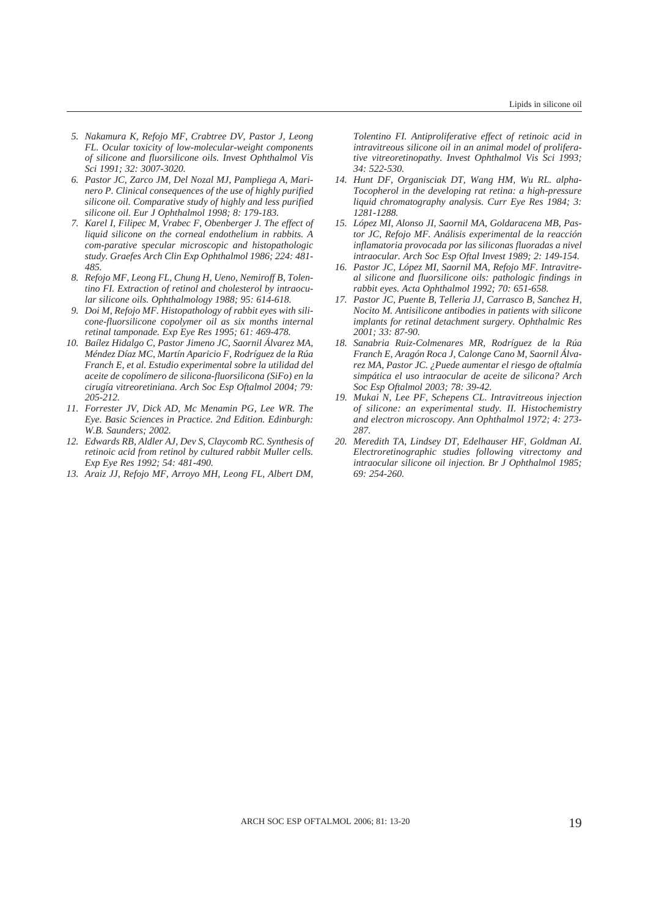5. *Nakamura K, Refojo MF, Crabtree DV, Pastor J, Leong FL. Ocular toxicity of low-molecular-weight components of silicone and fluorsilicone oils. Invest Ophthalmol Vis Sci 1991; 32: 3007-3020.*
6. *Pastor JC, Zarco JM, Del Nozal MJ, Pampliega A, Marinero P. Clinical consequences of the use of highly purified silicone oil. Comparative study of highly and less purified silicone oil. Eur J Ophthalmol 1998; 8: 179-183.*
7. *Karel I, Filipec M, Vrabec F, Obenberger J. The effect of liquid silicone on the corneal endothelium in rabbits. A com-parative specular microscopic and histopathologic study. Graefes Arch Clin Exp Ophthalmol 1986; 224: 481-485.*
8. *Refojo MF, Leong FL, Chung H, Ueno, Nemiroff B, Tolentino FI. Extraction of retinol and cholesterol by intraocular silicone oils. Ophthalmology 1988; 95: 614-618.*
9. *Doi M, Refojo MF. Histopathology of rabbit eyes with silicone-fluorsilicone copolymer oil as six months internal retinal tamponade. Exp Eye Res 1995; 61: 469-478.*
10. *Baílez Hidalgo C, Pastor Jimeno JC, Saornil Álvarez MA, Méndez Díaz MC, Martín Aparicio F, Rodríguez de la Rúa Franch E, et al. Estudio experimental sobre la utilidad del aceite de copolímero de silicona-fluorsilicona (SiFo) en la cirugía vitreoretiniana. Arch Soc Esp Oftalmol 2004; 79: 205-212.*
11. *Forrester JV, Dick AD, Mc Menamin PG, Lee WR. The Eye. Basic Sciences in Practice. 2nd Edition. Edinburgh: W.B. Saunders; 2002.*
12. *Edwards RB, Aldler AJ, Dev S, Claycomb RC. Synthesis of retinoic acid from retinol by cultured rabbit Muller cells. Exp Eye Res 1992; 54: 481-490.*
13. *Araiz JJ, Refojo MF, Arroyo MH, Leong FL, Albert DM, Tolentino FI. Antiproliferative effect of retinoic acid in intravitreous silicone oil in an animal model of proliferative vitreoretinopathy. Invest Ophthalmol Vis Sci 1993; 34: 522-530.*
14. *Hunt DF, Organisciak DT, Wang HM, Wu RL. alpha-Tocopherol in the developing rat retina: a high-pressure liquid chromatography analysis. Curr Eye Res 1984; 3: 1281-1288.*
15. *López MI, Alonso JI, Saornil MA, Goldaracena MB, Pastor JC, Refojo MF. Análisis experimental de la reacción inflamatoria provocada por las siliconas fluoradas a nivel intraocular. Arch Soc Esp Oftal Invest 1989; 2: 149-154.*
16. *Pastor JC, López MI, Saornil MA, Refojo MF. Intravitreal silicone and fluorsilicone oils: pathologic findings in rabbit eyes. Acta Ophthalmol 1992; 70: 651-658.*
17. *Pastor JC, Puente B, Telleria JJ, Carrasco B, Sanchez H, Nocito M. Antisilicone antibodies in patients with silicone implants for retinal detachment surgery. Ophthalmic Res 2001; 33: 87-90.*
18. *Sanabria Ruiz-Colmenares MR, Rodríguez de la Rúa Franch E, Aragón Roca J, Calonge Cano M, Saornil Álvarez MA, Pastor JC. ¿Puede aumentar el riesgo de oftalmía simpática el uso intraocular de aceite de silicona? Arch Soc Esp Oftalmol 2003; 78: 39-42.*
19. *Mukai N, Lee PF, Schepens CL. Intravitreous injection of silicone: an experimental study. II. Histochemistry and electron microscopy. Ann Ophthalmol 1972; 4: 273-287.*
20. *Meredith TA, Lindsey DT, Edelhauser HF, Goldman AI. Electroretinographic studies following vitrectomy and intraocular silicone oil injection. Br J Ophthalmol 1985; 69: 254-260.*